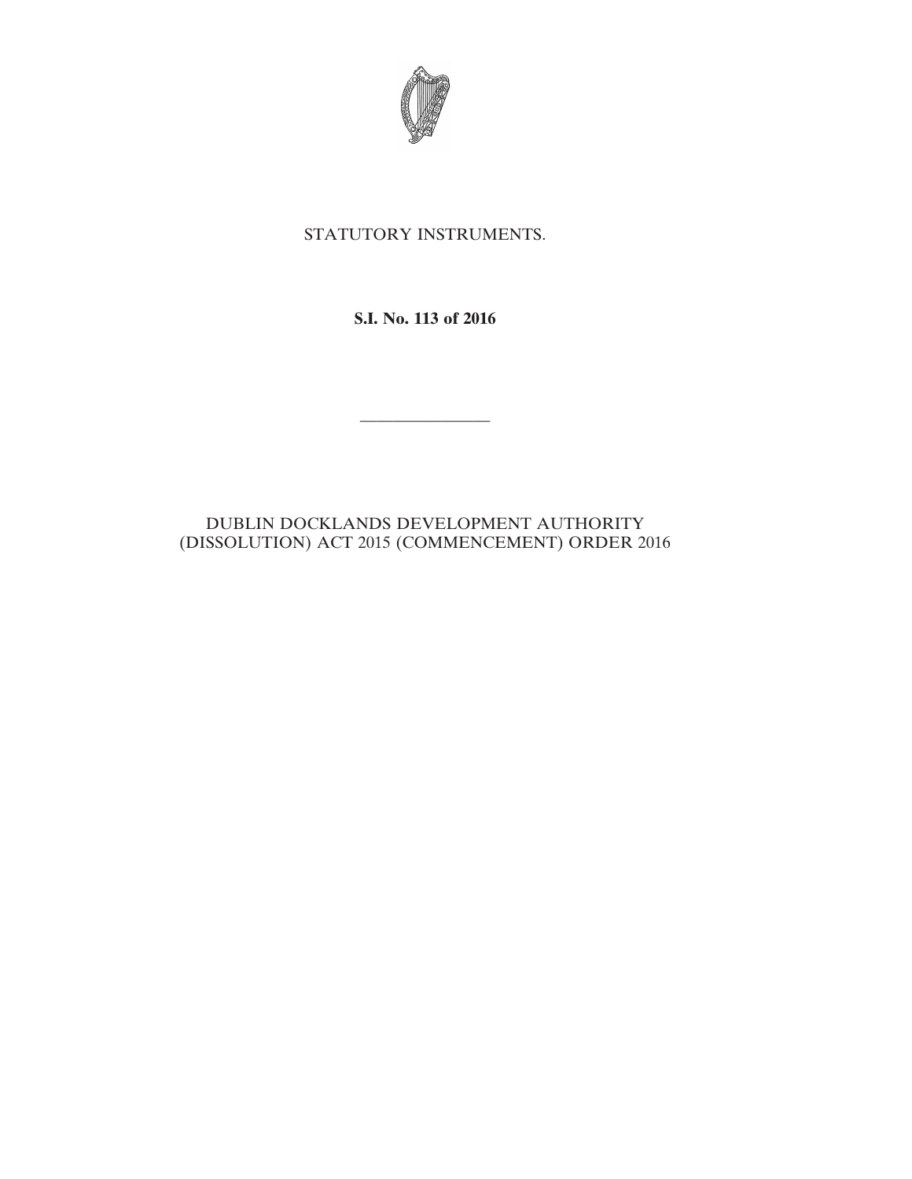STATUTORY INSTRUMENTS.

**S.I. No. 113 of 2016**

---

DUBLIN DOCKLANDS DEVELOPMENT AUTHORITY (DISSOLUTION) ACT 2015 (COMMENCEMENT) ORDER 2016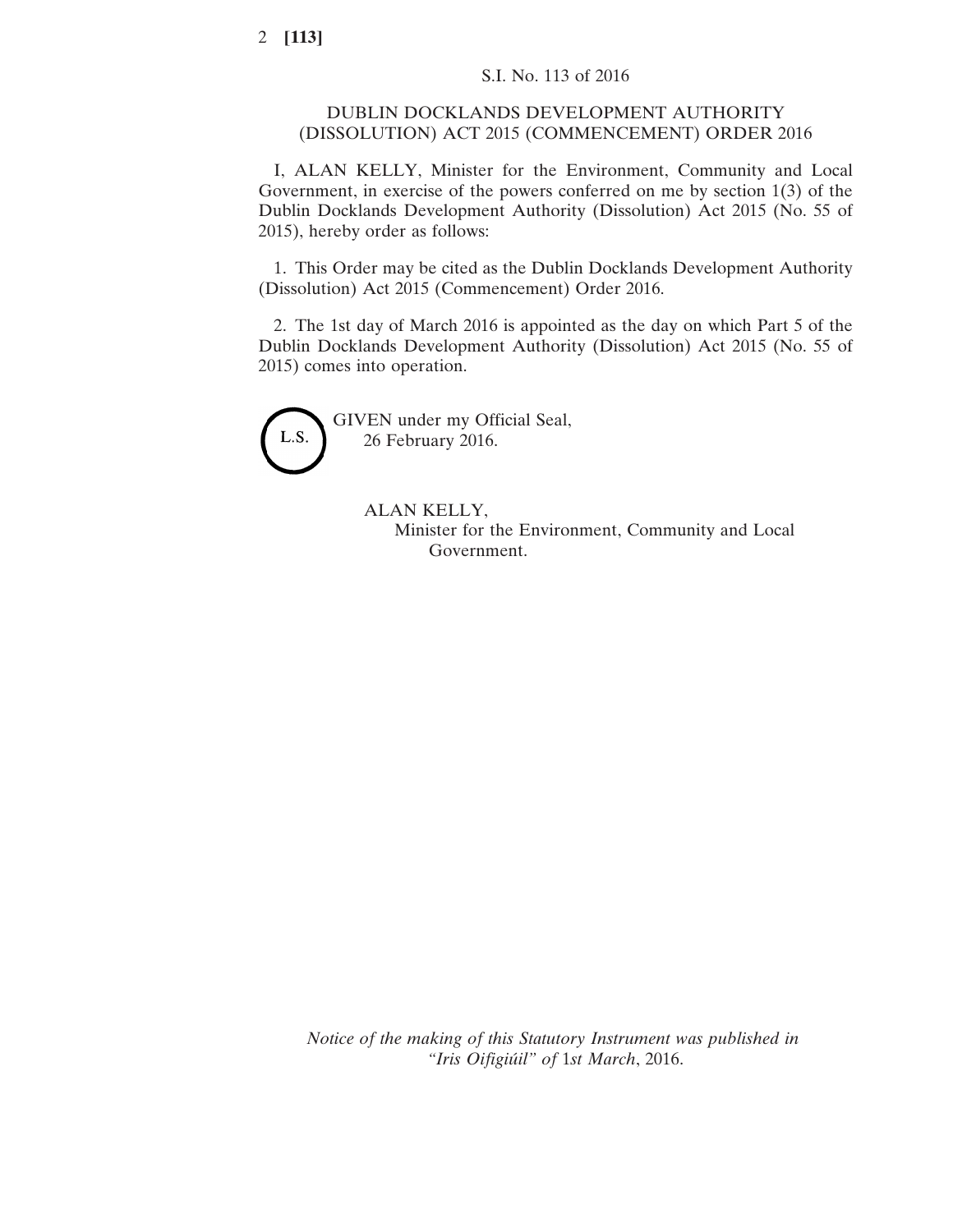S.I. No. 113 of 2016

## DUBLIN DOCKLANDS DEVELOPMENT AUTHORITY (DISSOLUTION) ACT 2015 (COMMENCEMENT) ORDER 2016

I, ALAN KELLY, Minister for the Environment, Community and Local Government, in exercise of the powers conferred on me by section 1(3) of the Dublin Docklands Development Authority (Dissolution) Act 2015 (No. 55 of 2015), hereby order as follows:

1. This Order may be cited as the Dublin Docklands Development Authority (Dissolution) Act 2015 (Commencement) Order 2016.

2. The 1st day of March 2016 is appointed as the day on which Part 5 of the Dublin Docklands Development Authority (Dissolution) Act 2015 (No. 55 of 2015) comes into operation.

L.S.

GIVEN under my Official Seal,
26 February 2016.

ALAN KELLY,
Minister for the Environment, Community and Local Government.

*Notice of the making of this Statutory Instrument was published in "Iris Oifigiúil" of* 1*st March*, 2016.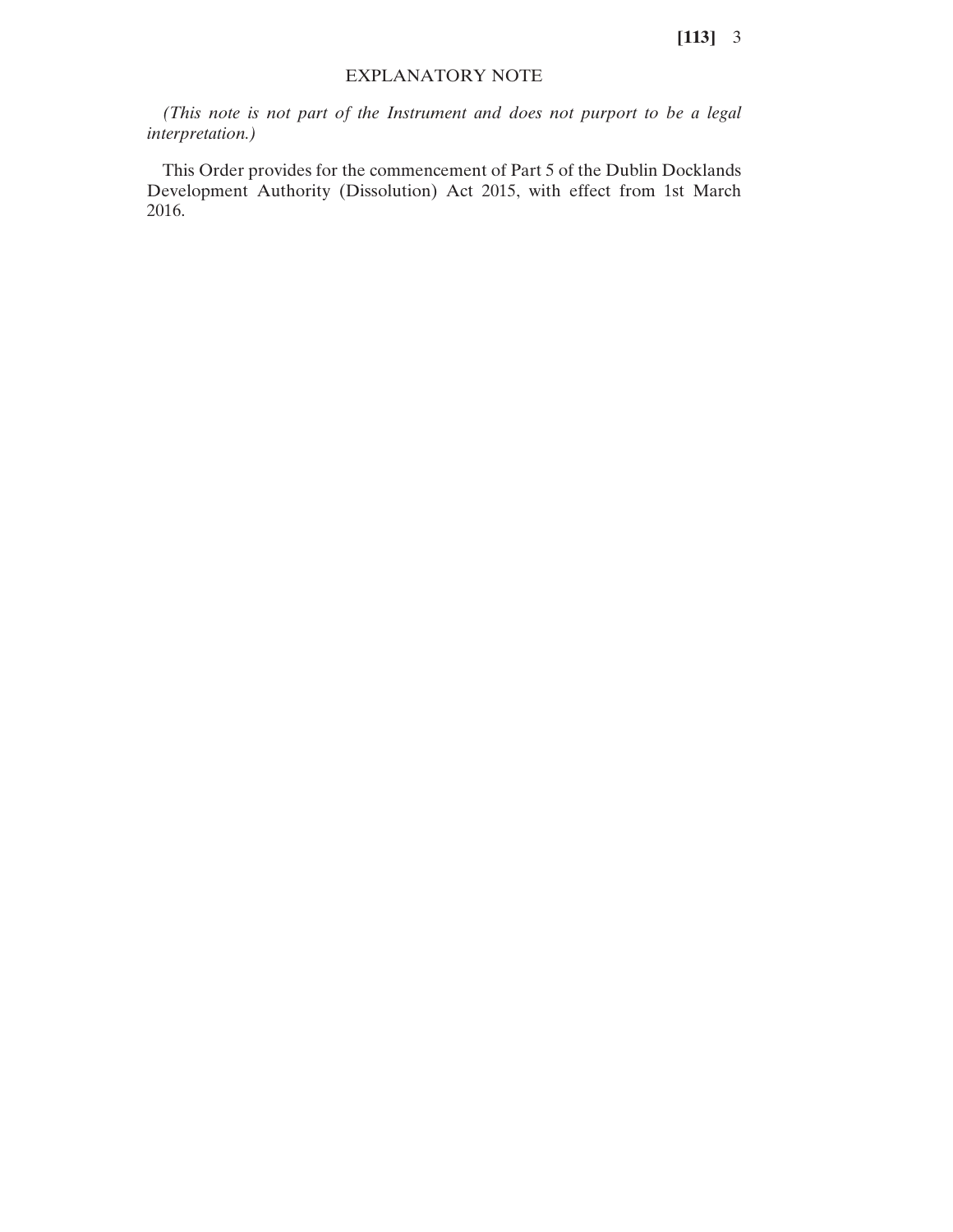## EXPLANATORY NOTE

*(This note is not part of the Instrument and does not purport to be a legal interpretation.)*

This Order provides for the commencement of Part 5 of the Dublin Docklands Development Authority (Dissolution) Act 2015, with effect from 1st March 2016.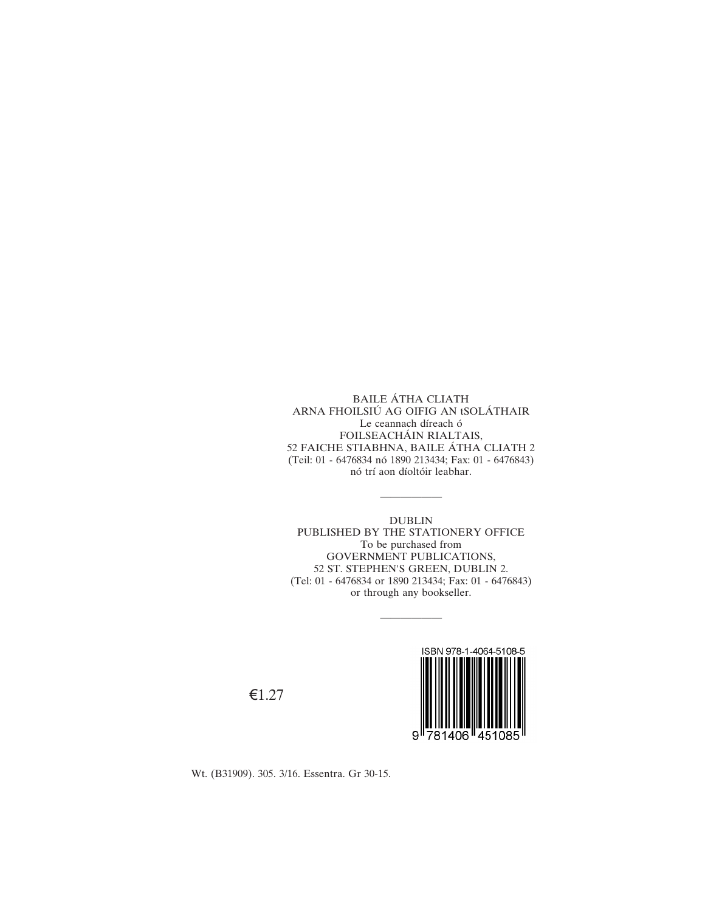BAILE ÁTHA CLIATH
ARNA FHOILSIÚ AG OIFIG AN tSOLÁTHAIR
Le ceannach díreach ó
FOILSEACHÁIN RIALTAIS,
52 FAICHE STIABHNA, BAILE ÁTHA CLIATH 2
(Teil: 01 - 6476834 nó 1890 213434; Fax: 01 - 6476843)
nó trí aon díoltóir leabhar.

---

DUBLIN
PUBLISHED BY THE STATIONERY OFFICE
To be purchased from
GOVERNMENT PUBLICATIONS,
52 ST. STEPHEN'S GREEN, DUBLIN 2.
(Tel: 01 - 6476834 or 1890 213434; Fax: 01 - 6476843)
or through any bookseller.

---

ISBN 978-1-4064-5108-5

9 781406 451085

€1.27

Wt. (B31909). 305. 3/16. Essentra. Gr 30-15.